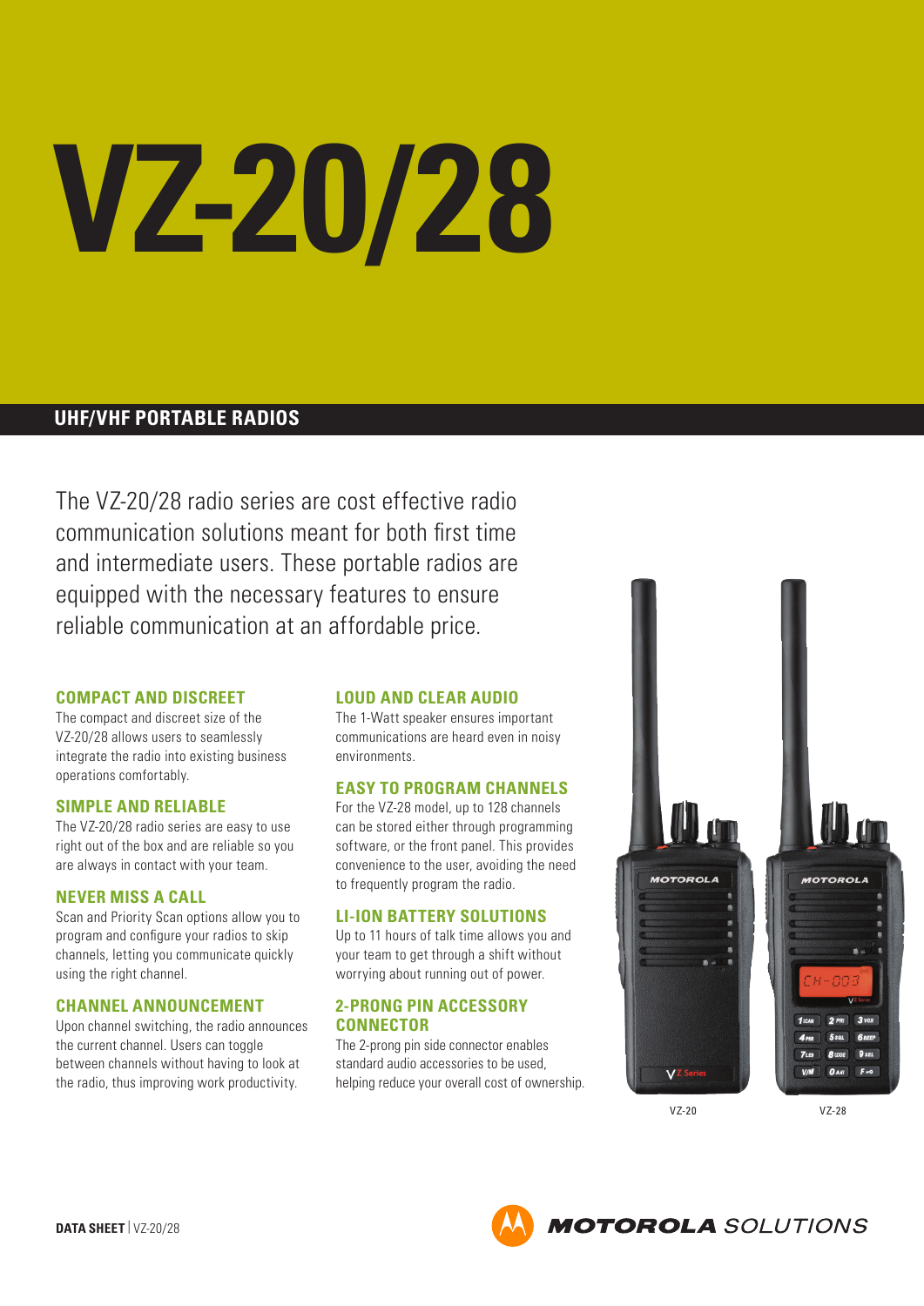# VZ-20/28

## UHF/VHF PORTABLE RADIOS

The VZ-20/28 radio series are cost effective radio communication solutions meant for both first time and intermediate users. These portable radios are equipped with the necessary features to ensure reliable communication at an affordable price.

### COMPACT AND DISCREET

The compact and discreet size of the VZ-20/28 allows users to seamlessly integrate the radio into existing business operations comfortably.

### SIMPLE AND RELIABLE

The VZ-20/28 radio series are easy to use right out of the box and are reliable so you are always in contact with your team.

### NEVER MISS A CALL

Scan and Priority Scan options allow you to program and configure your radios to skip channels, letting you communicate quickly using the right channel.

### CHANNEL ANNOUNCEMENT

Upon channel switching, the radio announces the current channel. Users can toggle between channels without having to look at the radio, thus improving work productivity.

### LOUD AND CLEAR AUDIO

The 1-Watt speaker ensures important communications are heard even in noisy environments.

### EASY TO PROGRAM CHANNELS

For the VZ-28 model, up to 128 channels can be stored either through programming software, or the front panel. This provides convenience to the user, avoiding the need to frequently program the radio.

### LI-ION BATTERY SOLUTIONS

Up to 11 hours of talk time allows you and your team to get through a shift without worrying about running out of power.

### 2-PRONG PIN ACCESSORY CONNECTOR

The 2-prong pin side connector enables standard audio accessories to be used, helping reduce your overall cost of ownership.

VZ-20 VZ-28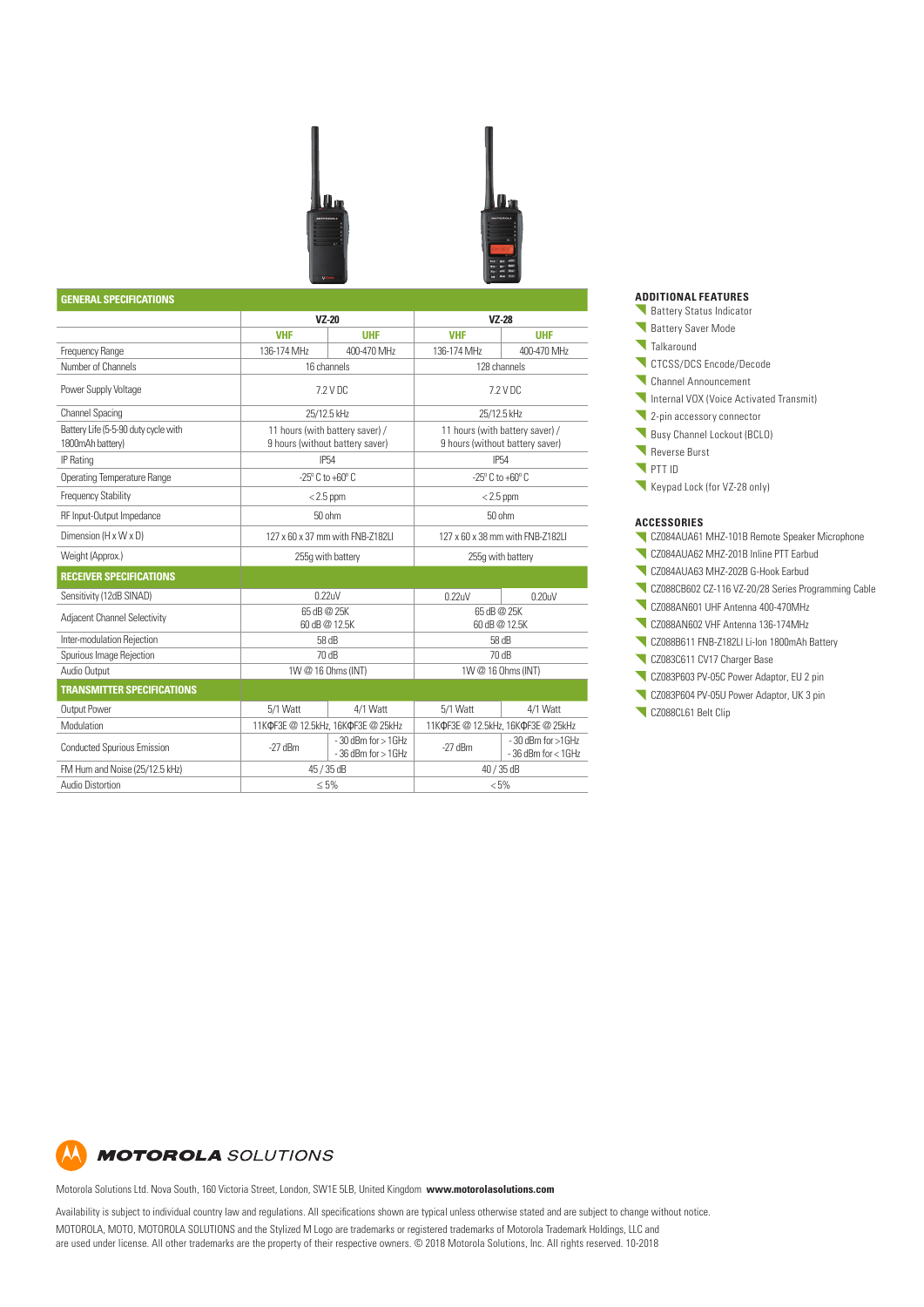| GENERAL SPECIFICATIONS | | | | |
|---|---|---|---|---|
| | VZ-20 | | VZ-28 | |
| | VHF | UHF | VHF | UHF |
| Frequency Range | 136-174 MHz | 400-470 MHz | 136-174 MHz | 400-470 MHz |
| Number of Channels | 16 channels | | 128 channels | |
| Power Supply Voltage | 7.2 V DC | | 7.2 V DC | |
| Channel Spacing | 25/12.5 kHz | | 25/12.5 kHz | |
| Battery Life (5-5-90 duty cycle with 1800mAh battery) | 11 hours (with battery saver) / 9 hours (without battery saver) | | 11 hours (with battery saver) / 9 hours (without battery saver) | |
| IP Rating | IP54 | | IP54 | |
| Operating Temperature Range | -25° C to +60° C | | -25° C to +60° C | |
| Frequency Stability | < 2.5 ppm | | < 2.5 ppm | |
| RF Input-Output Impedance | 50 ohm | | 50 ohm | |
| Dimension (H x W x D) | 127 x 60 x 37 mm with FNB-Z182LI | | 127 x 60 x 38 mm with FNB-Z182LI | |
| Weight (Approx.) | 255g with battery | | 255g with battery | |
| **RECEIVER SPECIFICATIONS** | | | | |
| Sensitivity (12dB SINAD) | 0.22uV | | 0.22uV | 0.20uV |
| Adjacent Channel Selectivity | 65 dB @ 25K<br>60 dB @ 12.5K | | 65 dB @ 25K<br>60 dB @ 12.5K | |
| Inter-modulation Rejection | 58 dB | | 58 dB | |
| Spurious Image Rejection | 70 dB | | 70 dB | |
| Audio Output | 1W @ 16 Ohms (INT) | | 1W @ 16 Ohms (INT) | |
| **TRANSMITTER SPECIFICATIONS** | | | | |
| Output Power | 5/1 Watt | 4/1 Watt | 5/1 Watt | 4/1 Watt |
| Modulation | 11KΦF3E @ 12.5kHz, 16KΦF3E @ 25kHz | | 11KΦF3E @ 12.5kHz, 16KΦF3E @ 25kHz | |
| Conducted Spurious Emission | -27 dBm | - 30 dBm for > 1GHz<br>- 36 dBm for > 1GHz | -27 dBm | - 30 dBm for >1GHz<br>- 36 dBm for < 1GHz |
| FM Hum and Noise (25/12.5 kHz) | 45 / 35 dB | | 40 / 35 dB | |
| Audio Distortion | ≤ 5% | | < 5% | |

## ADDITIONAL FEATURES

- Battery Status Indicator
- Battery Saver Mode
- Talkaround
- CTCSS/DCS Encode/Decode
- Channel Announcement
- Internal VOX (Voice Activated Transmit)
- 2-pin accessory connector
- Busy Channel Lockout (BCLO)
- Reverse Burst
- PTT ID
- Keypad Lock (for VZ-28 only)

## ACCESSORIES

- CZ084AUA61 MHZ-101B Remote Speaker Microphone
- CZ084AUA62 MHZ-201B Inline PTT Earbud
- CZ084AUA63 MHZ-202B G-Hook Earbud
- CZ088CB602 CZ-116 VZ-20/28 Series Programming Cable
- CZ088AN601 UHF Antenna 400-470MHz
- CZ088AN602 VHF Antenna 136-174MHz
- CZ088B611 FNB-Z182LI Li-Ion 1800mAh Battery
- CZ083C611 CV17 Charger Base
- CZ083P603 PV-05C Power Adaptor, EU 2 pin
- CZ083P604 PV-05U Power Adaptor, UK 3 pin
- CZ088CL61 Belt Clip

**MOTOROLA** SOLUTIONS

Motorola Solutions Ltd. Nova South, 160 Victoria Street, London, SW1E 5LB, United Kingdom **www.motorolasolutions.com**

Availability is subject to individual country law and regulations. All specifications shown are typical unless otherwise stated and are subject to change without notice.
MOTOROLA, MOTO, MOTOROLA SOLUTIONS and the Stylized M Logo are trademarks or registered trademarks of Motorola Trademark Holdings, LLC and are used under license. All other trademarks are the property of their respective owners. © 2018 Motorola Solutions, Inc. All rights reserved. 10-2018